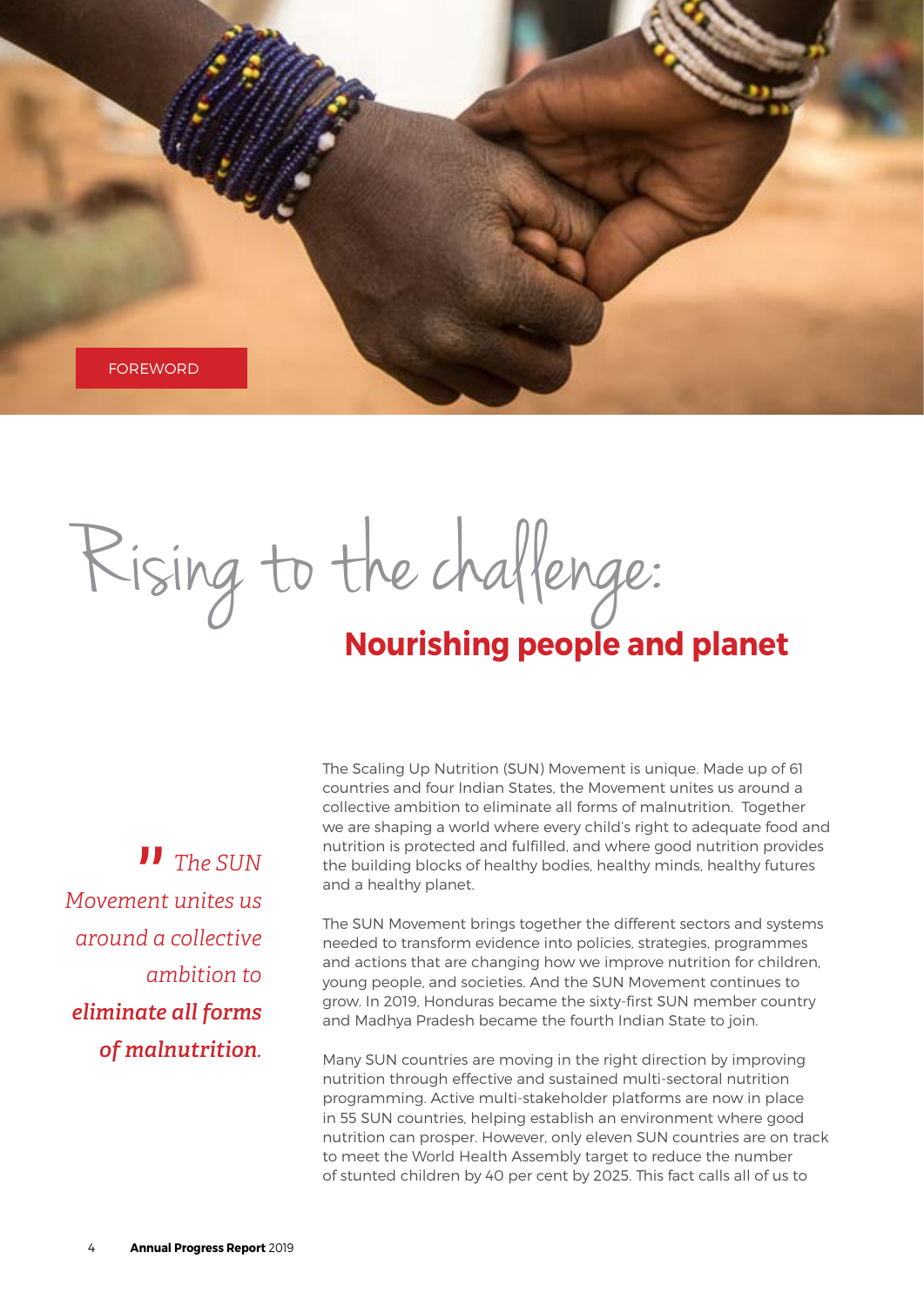FOREWORD

# Rising to the challenge: Nourishing people and planet

> *The SUN Movement unites us around a collective ambition to* ***eliminate all forms of malnutrition.***

The Scaling Up Nutrition (SUN) Movement is unique. Made up of 61 countries and four Indian States, the Movement unites us around a collective ambition to eliminate all forms of malnutrition. Together we are shaping a world where every child's right to adequate food and nutrition is protected and fulfilled, and where good nutrition provides the building blocks of healthy bodies, healthy minds, healthy futures and a healthy planet.

The SUN Movement brings together the different sectors and systems needed to transform evidence into policies, strategies, programmes and actions that are changing how we improve nutrition for children, young people, and societies. And the SUN Movement continues to grow. In 2019, Honduras became the sixty-first SUN member country and Madhya Pradesh became the fourth Indian State to join.

Many SUN countries are moving in the right direction by improving nutrition through effective and sustained multi-sectoral nutrition programming. Active multi-stakeholder platforms are now in place in 55 SUN countries, helping establish an environment where good nutrition can prosper. However, only eleven SUN countries are on track to meet the World Health Assembly target to reduce the number of stunted children by 40 per cent by 2025. This fact calls all of us to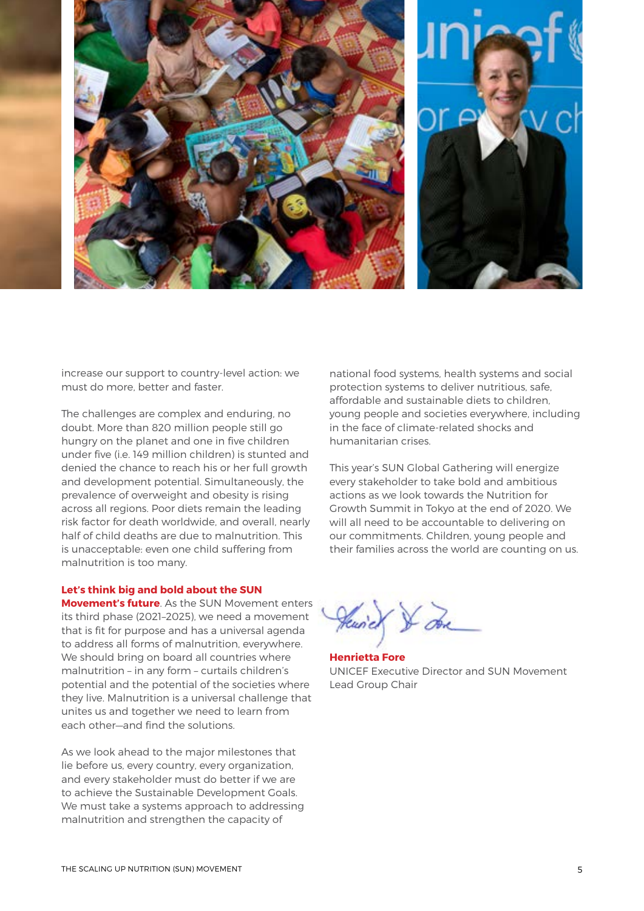increase our support to country-level action: we must do more, better and faster.

The challenges are complex and enduring, no doubt. More than 820 million people still go hungry on the planet and one in five children under five (i.e. 149 million children) is stunted and denied the chance to reach his or her full growth and development potential. Simultaneously, the prevalence of overweight and obesity is rising across all regions. Poor diets remain the leading risk factor for death worldwide, and overall, nearly half of child deaths are due to malnutrition. This is unacceptable: even one child suffering from malnutrition is too many.

**Let's think big and bold about the SUN Movement's future**. As the SUN Movement enters its third phase (2021–2025), we need a movement that is fit for purpose and has a universal agenda to address all forms of malnutrition, everywhere. We should bring on board all countries where malnutrition – in any form – curtails children's potential and the potential of the societies where they live. Malnutrition is a universal challenge that unites us and together we need to learn from each other—and find the solutions.

As we look ahead to the major milestones that lie before us, every country, every organization, and every stakeholder must do better if we are to achieve the Sustainable Development Goals. We must take a systems approach to addressing malnutrition and strengthen the capacity of national food systems, health systems and social protection systems to deliver nutritious, safe, affordable and sustainable diets to children, young people and societies everywhere, including in the face of climate-related shocks and humanitarian crises.

This year's SUN Global Gathering will energize every stakeholder to take bold and ambitious actions as we look towards the Nutrition for Growth Summit in Tokyo at the end of 2020. We will all need to be accountable to delivering on our commitments. Children, young people and their families across the world are counting on us.

**Henrietta Fore**
UNICEF Executive Director and SUN Movement Lead Group Chair